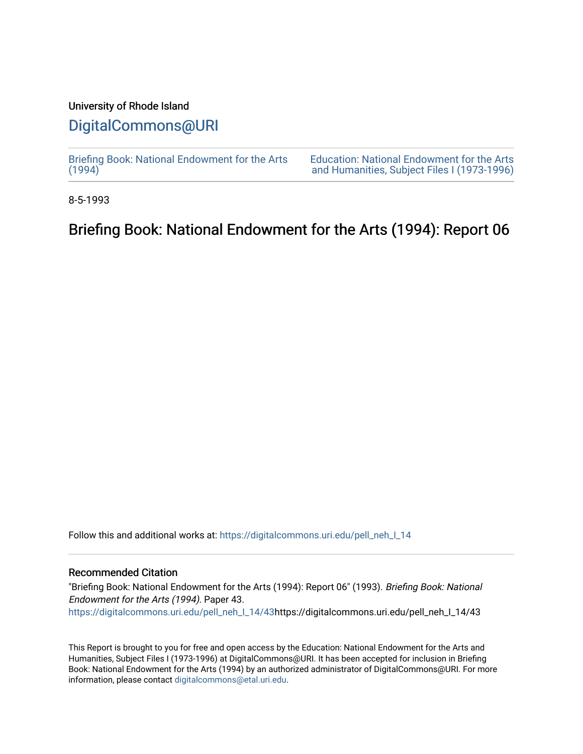University of Rhode Island

# DigitalCommons@URI

Briefing Book: National Endowment for the Arts (1994)

Education: National Endowment for the Arts and Humanities, Subject Files I (1973-1996)

8-5-1993

# Briefing Book: National Endowment for the Arts (1994): Report 06

Follow this and additional works at: https://digitalcommons.uri.edu/pell_neh_I_14

## Recommended Citation

"Briefing Book: National Endowment for the Arts (1994): Report 06" (1993). *Briefing Book: National Endowment for the Arts (1994).* Paper 43.
https://digitalcommons.uri.edu/pell_neh_I_14/43https://digitalcommons.uri.edu/pell_neh_I_14/43

This Report is brought to you for free and open access by the Education: National Endowment for the Arts and Humanities, Subject Files I (1973-1996) at DigitalCommons@URI. It has been accepted for inclusion in Briefing Book: National Endowment for the Arts (1994) by an authorized administrator of DigitalCommons@URI. For more information, please contact digitalcommons@etal.uri.edu.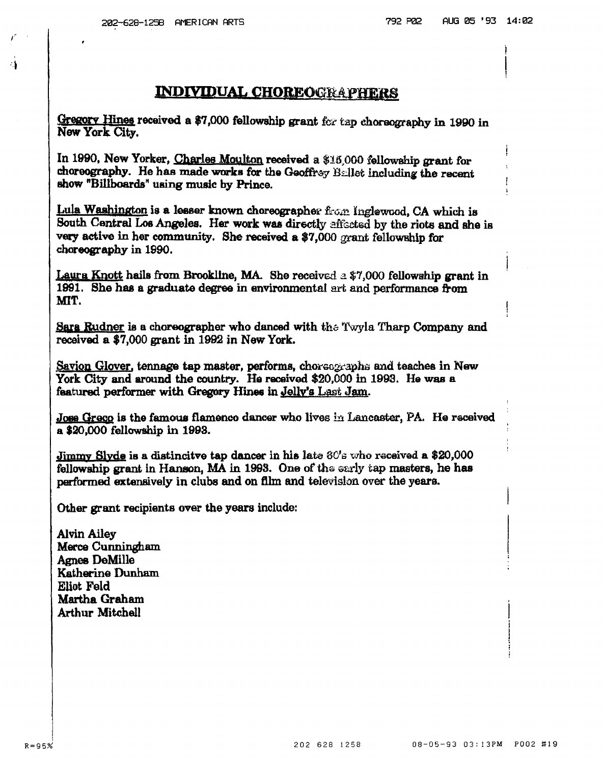# INDIVIDUAL CHOREOGRAPHERS

<u>Gregory Hines</u> received a $7,000 fellowship grant for tap choreography in 1990 in New York City.

In 1990, New Yorker, <u>Charles Moulton</u> received a $15,000 fellowship grant for choreography. He has made works for the Geoffrey Ballet including the recent show "Billboards" using music by Prince.

<u>Lula Washington</u> is a lesser known choreographer from Inglewood, CA which is South Central Los Angeles. Her work was directly affected by the riots and she is very active in her community. She received a $7,000 grant fellowship for choreography in 1990.

<u>Laura Knott</u> hails from Brookline, MA. She received a $7,000 fellowship grant in 1991. She has a graduate degree in environmental art and performance from MIT.

<u>Sara Rudner</u> is a choreographer who danced with the Twyla Tharp Company and received a $7,000 grant in 1992 in New York.

<u>Savion Glover</u>, tennage tap master, performs, choreographs and teaches in New York City and around the country. He received $20,000 in 1993. He was a featured performer with Gregory Hines in <u>Jelly's Last Jam</u>.

<u>Jose Greco</u> is the famous flamenco dancer who lives in Lancaster, PA. He received a $20,000 fellowship in 1993.

<u>Jimmy Slyde</u> is a distincitve tap dancer in his late 60's who received a $20,000 fellowship grant in Hanson, MA in 1993. One of the early tap masters, he has performed extensively in clubs and on film and television over the years.

Other grant recipients over the years include:

Alvin Ailey
Merce Cunningham
Agnes DeMille
Katherine Dunham
Eliot Feld
Martha Graham
Arthur Mitchell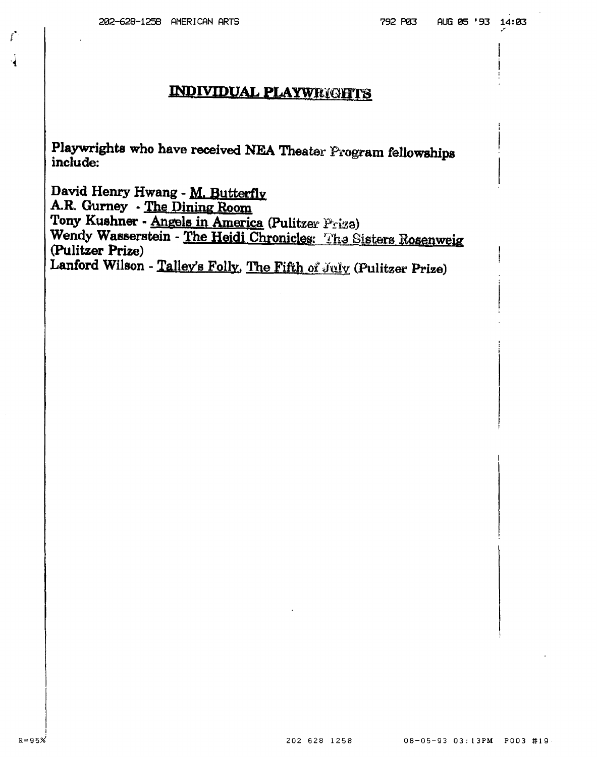## INDIVIDUAL PLAYWRIGHTS

**Playwrights who have received NEA Theater Program fellowships include:**

**David Henry Hwang - M. Butterfly**
**A.R. Gurney - The Dining Room**
**Tony Kushner - Angels in America (Pulitzer Prize)**
**Wendy Wasserstein - The Heidi Chronicles: The Sisters Rosenweig (Pulitzer Prize)**
**Lanford Wilson - Talley's Folly, The Fifth of July (Pulitzer Prize)**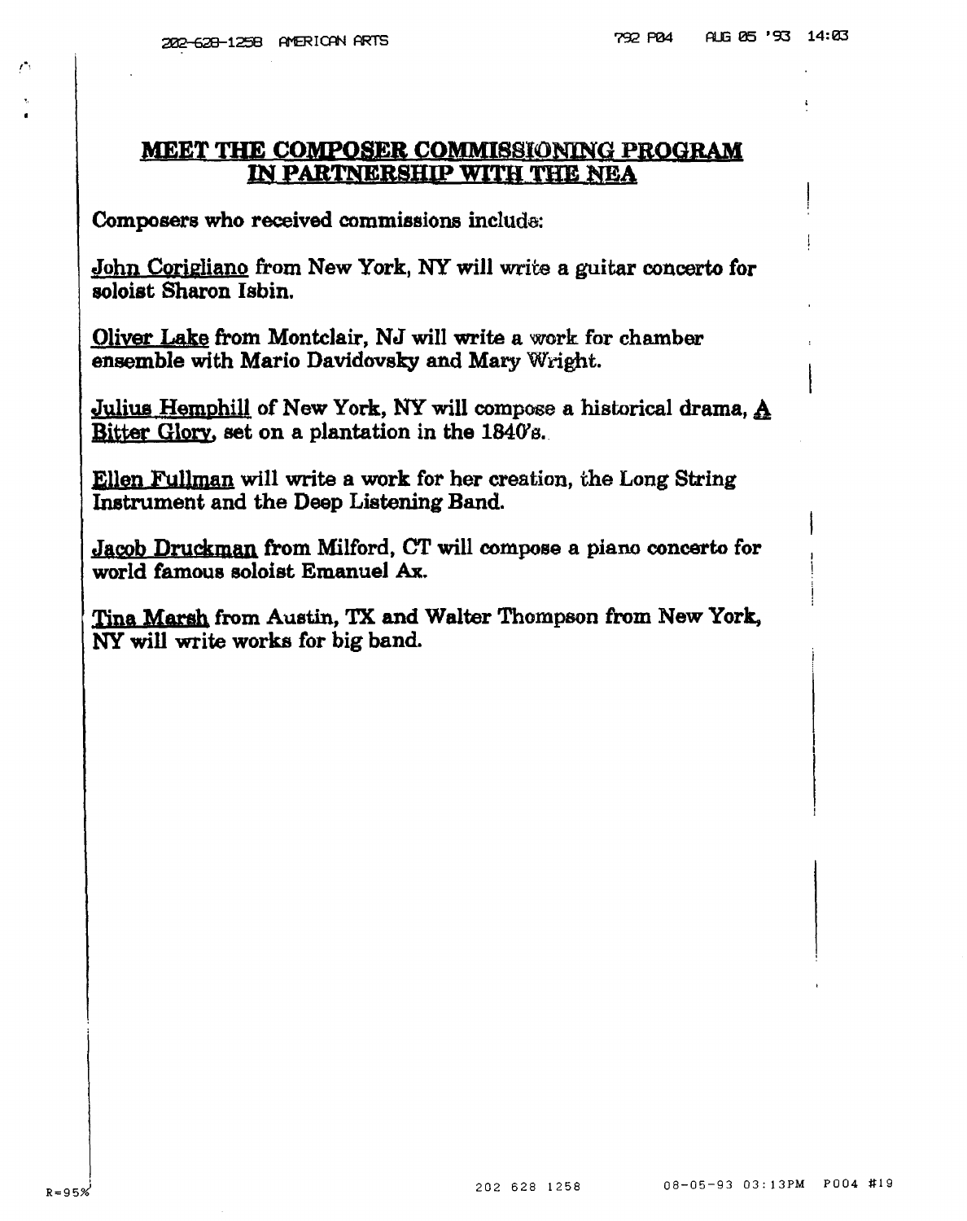## MEET THE COMPOSER COMMISSIONING PROGRAM IN PARTNERSHIP WITH THE NEA

**Composers who received commissions include:**

**John Corigliano from New York, NY will write a guitar concerto for soloist Sharon Isbin.**

**Oliver Lake from Montclair, NJ will write a work for chamber ensemble with Mario Davidovsky and Mary Wright.**

**Julius Hemphill of New York, NY will compose a historical drama, A Bitter Glory, set on a plantation in the 1840's.**

**Ellen Fullman will write a work for her creation, the Long String Instrument and the Deep Listening Band.**

**Jacob Druckman from Milford, CT will compose a piano concerto for world famous soloist Emanuel Ax.**

**Tina Marsh from Austin, TX and Walter Thompson from New York, NY will write works for big band.**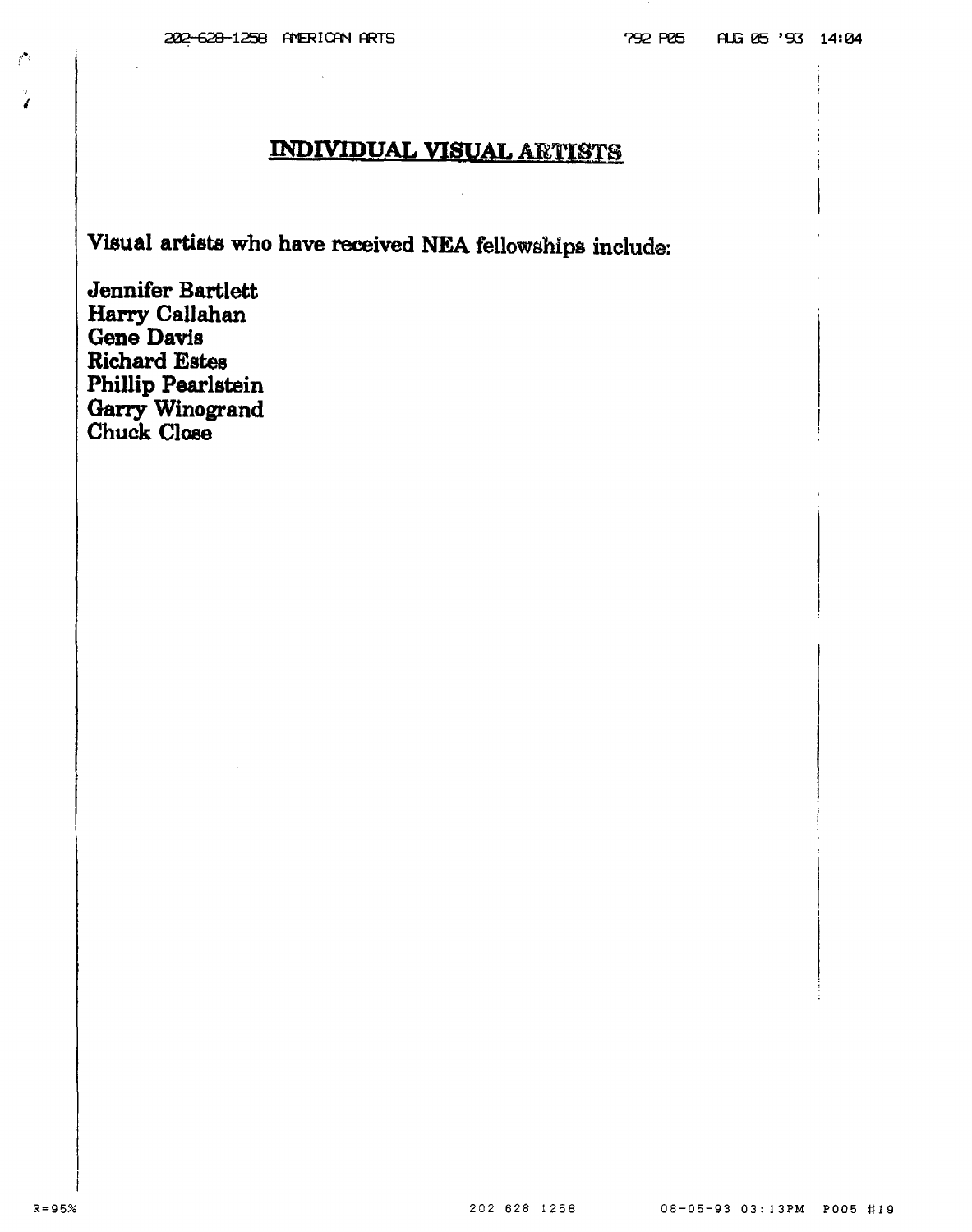## INDIVIDUAL VISUAL ARTISTS

**Visual artists who have received NEA fellowships include:**

**Jennifer Bartlett**
**Harry Callahan**
**Gene Davis**
**Richard Estes**
**Phillip Pearlstein**
**Garry Winogrand**
**Chuck Close**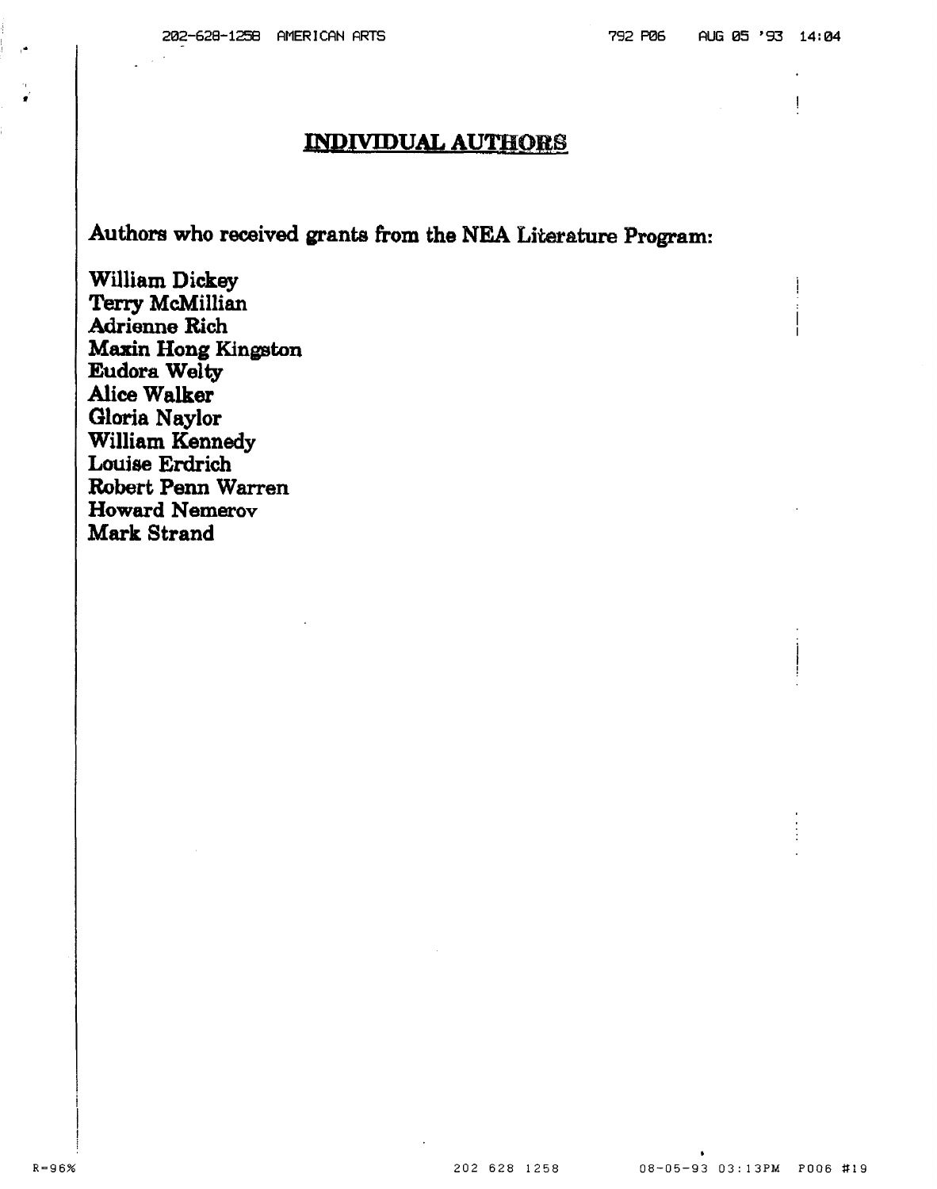# INDIVIDUAL AUTHORS

**Authors who received grants from the NEA Literature Program:**

**William Dickey**
**Terry McMillian**
**Adrienne Rich**
**Maxin Hong Kingston**
**Eudora Welty**
**Alice Walker**
**Gloria Naylor**
**William Kennedy**
**Louise Erdrich**
**Robert Penn Warren**
**Howard Nemerov**
**Mark Strand**